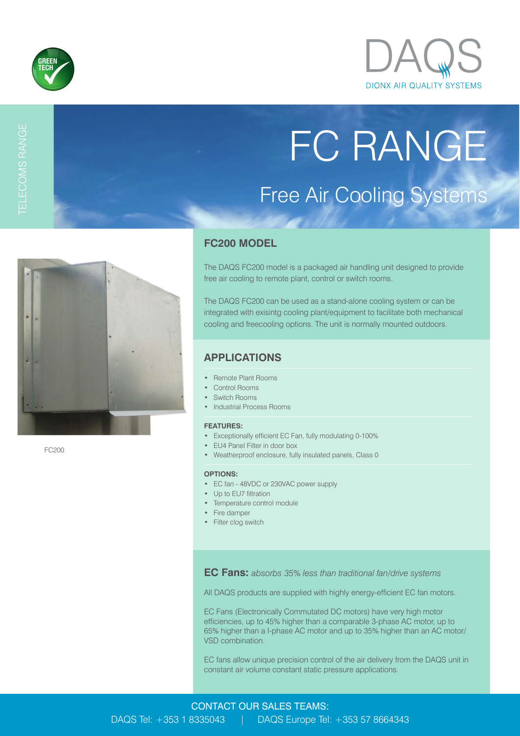GREEN TECH

DAQS
DIONX AIR QUALITY SYSTEMS

TELECOMS RANGE

# FC RANGE

## Free Air Cooling Systems

FC200

### FC200 MODEL

The DAQS FC200 model is a packaged air handling unit designed to provide free air cooling to remote plant, control or switch rooms.

The DAQS FC200 can be used as a stand-alone cooling system or can be integrated with exisintg cooling plant/equipment to facilitate both mechanical cooling and freecooling options. The unit is normally mounted outdoors.

### APPLICATIONS

- Remote Plant Rooms
- Control Rooms
- Switch Rooms
- Industrial Process Rooms

**FEATURES:**

- Exceptionally efficient EC Fan, fully modulating 0-100%
- EU4 Panel Filter in door box
- Weatherproof enclosure, fully insulated panels, Class 0

**OPTIONS:**

- EC fan - 48VDC or 230VAC power supply
- Up to EU7 filtration
- Temperature control module
- Fire damper
- Filter clog switch

**EC Fans:** *absorbs 35% less than traditional fan/drive systems*

All DAQS products are supplied with highly energy-efficient EC fan motors.

EC Fans (Electronically Commutated DC motors) have very high motor efficiencies, up to 45% higher than a comparable 3-phase AC motor, up to 65% higher than a l-phase AC motor and up to 35% higher than an AC motor/VSD combination.

EC fans allow unique precision control of the air delivery from the DAQS unit in constant air volume constant static pressure applications.

CONTACT OUR SALES TEAMS:
DAQS Tel: +353 1 8335043 | DAQS Europe Tel: +353 57 8664343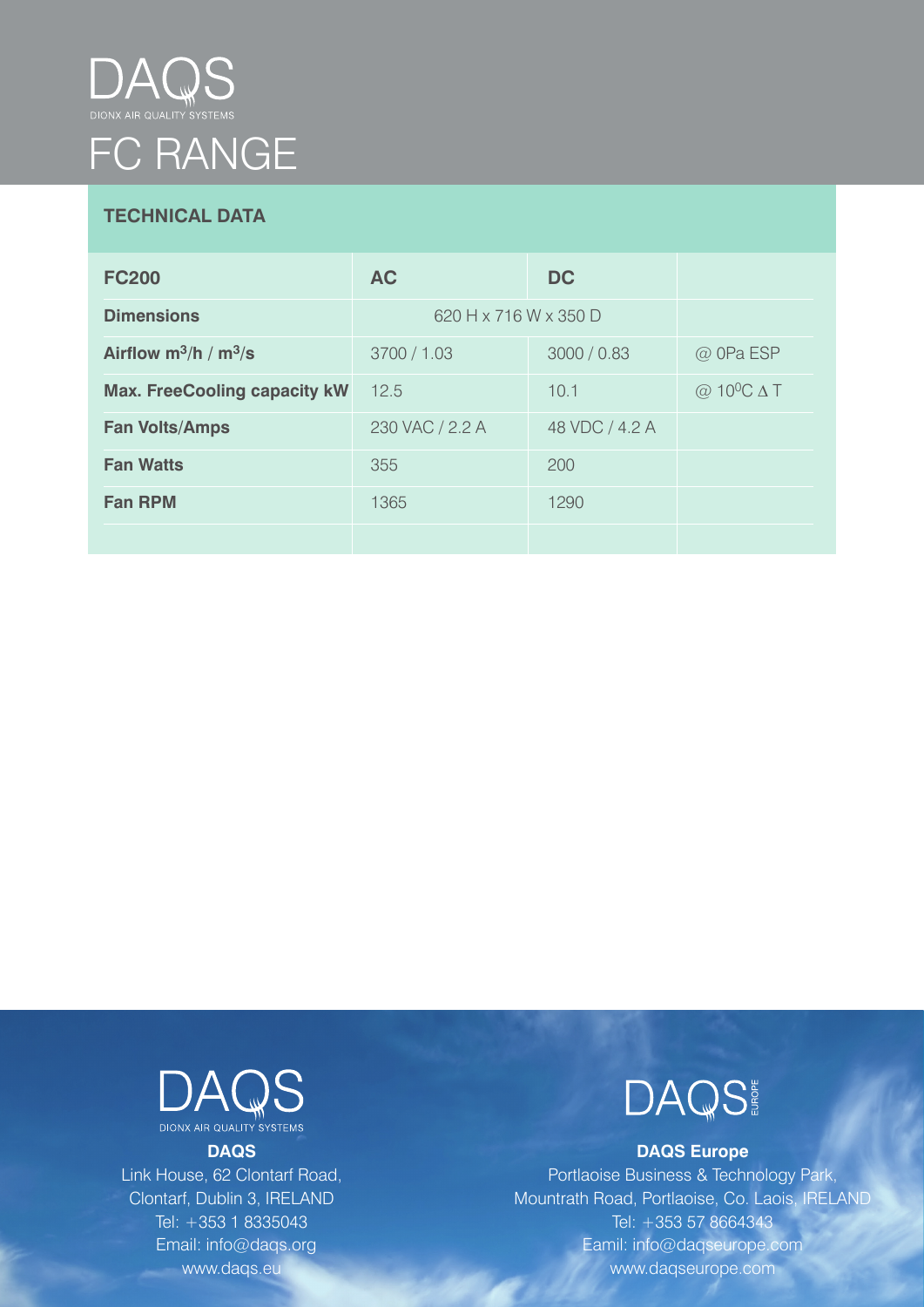# DAQS

DIONX AIR QUALITY SYSTEMS

# FC RANGE

## TECHNICAL DATA

| FC200 | AC | DC | |
|---|---|---|---|
| **Dimensions** | 620 H x 716 W x 350 D | | |
| **Airflow $m^3/h$ / $m^3/s$** | 3700 / 1.03 | 3000 / 0.83 | @ 0Pa ESP |
| **Max. FreeCooling capacity kW** | 12.5 | 10.1 | @ $10^0C$ $\Delta$ T |
| **Fan Volts/Amps** | 230 VAC / 2.2 A | 48 VDC / 4.2 A | |
| **Fan Watts** | 355 | 200 | |
| **Fan RPM** | 1365 | 1290 | |

DAQS
DIONX AIR QUALITY SYSTEMS

**DAQS**
Link House, 62 Clontarf Road,
Clontarf, Dublin 3, IRELAND
Tel: +353 1 8335043
Email: info@daqs.org
www.daqs.eu

DAQS EUROPE

**DAQS Europe**
Portlaoise Business & Technology Park,
Mountrath Road, Portlaoise, Co. Laois, IRELAND
Tel: +353 57 8664343
Eamil: info@daqseurope.com
www.daqseurope.com